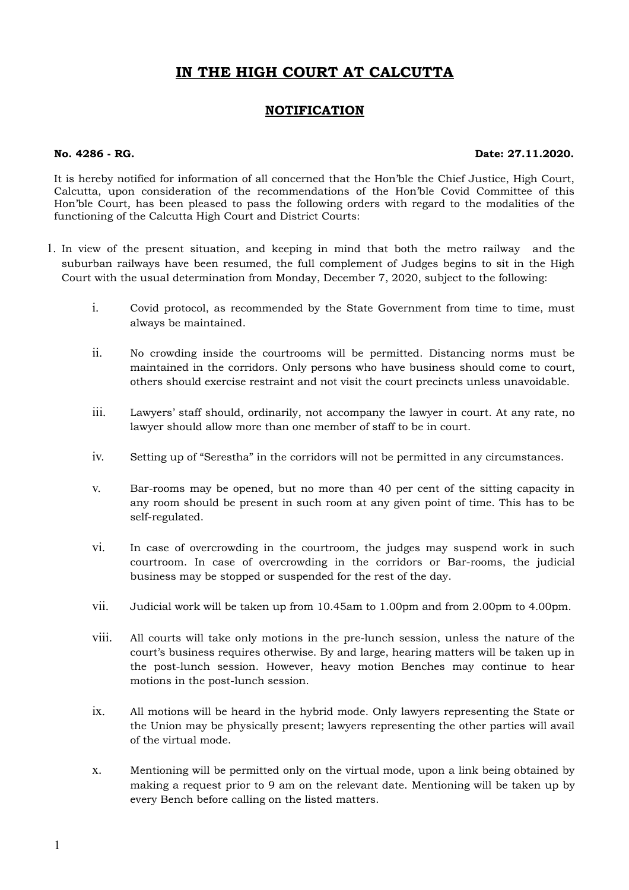# IN THE HIGH COURT AT CALCUTTA

## NOTIFICATION

**No. 4286 - RG.** **Date: 27.11.2020.**

It is hereby notified for information of all concerned that the Hon'ble the Chief Justice, High Court, Calcutta, upon consideration of the recommendations of the Hon'ble Covid Committee of this Hon'ble Court, has been pleased to pass the following orders with regard to the modalities of the functioning of the Calcutta High Court and District Courts:

1. In view of the present situation, and keeping in mind that both the metro railway and the suburban railways have been resumed, the full complement of Judges begins to sit in the High Court with the usual determination from Monday, December 7, 2020, subject to the following:

   i. Covid protocol, as recommended by the State Government from time to time, must always be maintained.

   ii. No crowding inside the courtrooms will be permitted. Distancing norms must be maintained in the corridors. Only persons who have business should come to court, others should exercise restraint and not visit the court precincts unless unavoidable.

   iii. Lawyers' staff should, ordinarily, not accompany the lawyer in court. At any rate, no lawyer should allow more than one member of staff to be in court.

   iv. Setting up of "Serestha" in the corridors will not be permitted in any circumstances.

   v. Bar-rooms may be opened, but no more than 40 per cent of the sitting capacity in any room should be present in such room at any given point of time. This has to be self-regulated.

   vi. In case of overcrowding in the courtroom, the judges may suspend work in such courtroom. In case of overcrowding in the corridors or Bar-rooms, the judicial business may be stopped or suspended for the rest of the day.

   vii. Judicial work will be taken up from 10.45am to 1.00pm and from 2.00pm to 4.00pm.

   viii. All courts will take only motions in the pre-lunch session, unless the nature of the court's business requires otherwise. By and large, hearing matters will be taken up in the post-lunch session. However, heavy motion Benches may continue to hear motions in the post-lunch session.

   ix. All motions will be heard in the hybrid mode. Only lawyers representing the State or the Union may be physically present; lawyers representing the other parties will avail of the virtual mode.

   x. Mentioning will be permitted only on the virtual mode, upon a link being obtained by making a request prior to 9 am on the relevant date. Mentioning will be taken up by every Bench before calling on the listed matters.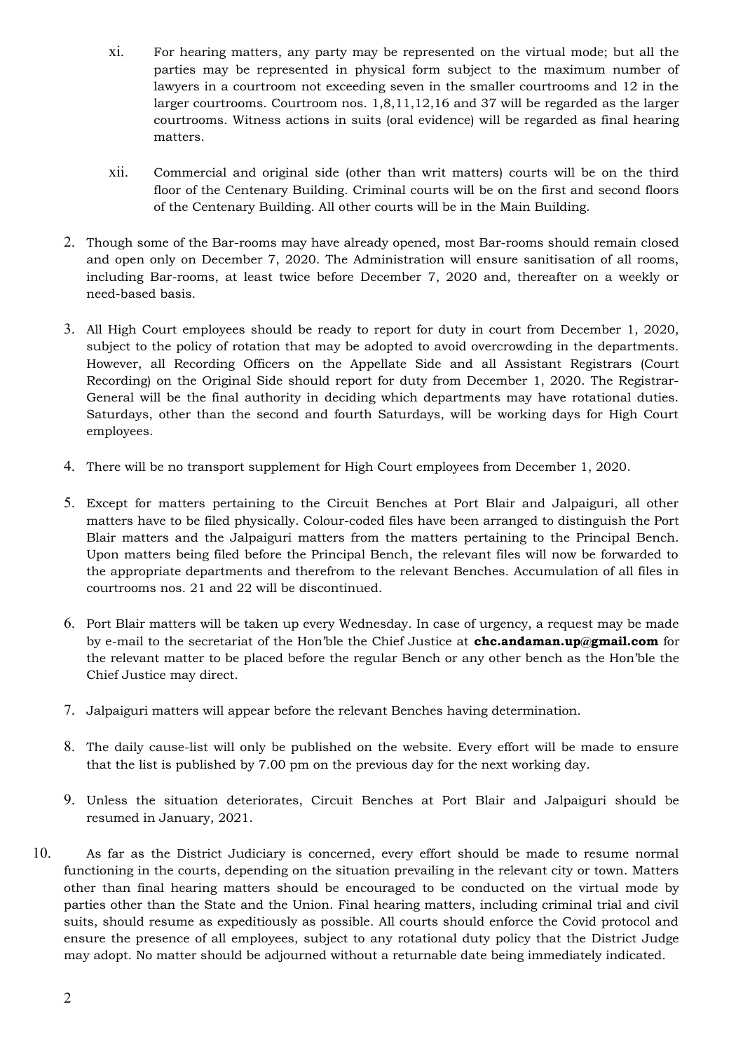xi. For hearing matters, any party may be represented on the virtual mode; but all the parties may be represented in physical form subject to the maximum number of lawyers in a courtroom not exceeding seven in the smaller courtrooms and 12 in the larger courtrooms. Courtroom nos. 1,8,11,12,16 and 37 will be regarded as the larger courtrooms. Witness actions in suits (oral evidence) will be regarded as final hearing matters.

xii. Commercial and original side (other than writ matters) courts will be on the third floor of the Centenary Building. Criminal courts will be on the first and second floors of the Centenary Building. All other courts will be in the Main Building.

2. Though some of the Bar-rooms may have already opened, most Bar-rooms should remain closed and open only on December 7, 2020. The Administration will ensure sanitisation of all rooms, including Bar-rooms, at least twice before December 7, 2020 and, thereafter on a weekly or need-based basis.

3. All High Court employees should be ready to report for duty in court from December 1, 2020, subject to the policy of rotation that may be adopted to avoid overcrowding in the departments. However, all Recording Officers on the Appellate Side and all Assistant Registrars (Court Recording) on the Original Side should report for duty from December 1, 2020. The Registrar-General will be the final authority in deciding which departments may have rotational duties. Saturdays, other than the second and fourth Saturdays, will be working days for High Court employees.

4. There will be no transport supplement for High Court employees from December 1, 2020.

5. Except for matters pertaining to the Circuit Benches at Port Blair and Jalpaiguri, all other matters have to be filed physically. Colour-coded files have been arranged to distinguish the Port Blair matters and the Jalpaiguri matters from the matters pertaining to the Principal Bench. Upon matters being filed before the Principal Bench, the relevant files will now be forwarded to the appropriate departments and therefrom to the relevant Benches. Accumulation of all files in courtrooms nos. 21 and 22 will be discontinued.

6. Port Blair matters will be taken up every Wednesday. In case of urgency, a request may be made by e-mail to the secretariat of the Hon'ble the Chief Justice at **chc.andaman.up@gmail.com** for the relevant matter to be placed before the regular Bench or any other bench as the Hon'ble the Chief Justice may direct.

7. Jalpaiguri matters will appear before the relevant Benches having determination.

8. The daily cause-list will only be published on the website. Every effort will be made to ensure that the list is published by 7.00 pm on the previous day for the next working day.

9. Unless the situation deteriorates, Circuit Benches at Port Blair and Jalpaiguri should be resumed in January, 2021.

10. As far as the District Judiciary is concerned, every effort should be made to resume normal functioning in the courts, depending on the situation prevailing in the relevant city or town. Matters other than final hearing matters should be encouraged to be conducted on the virtual mode by parties other than the State and the Union. Final hearing matters, including criminal trial and civil suits, should resume as expeditiously as possible. All courts should enforce the Covid protocol and ensure the presence of all employees, subject to any rotational duty policy that the District Judge may adopt. No matter should be adjourned without a returnable date being immediately indicated.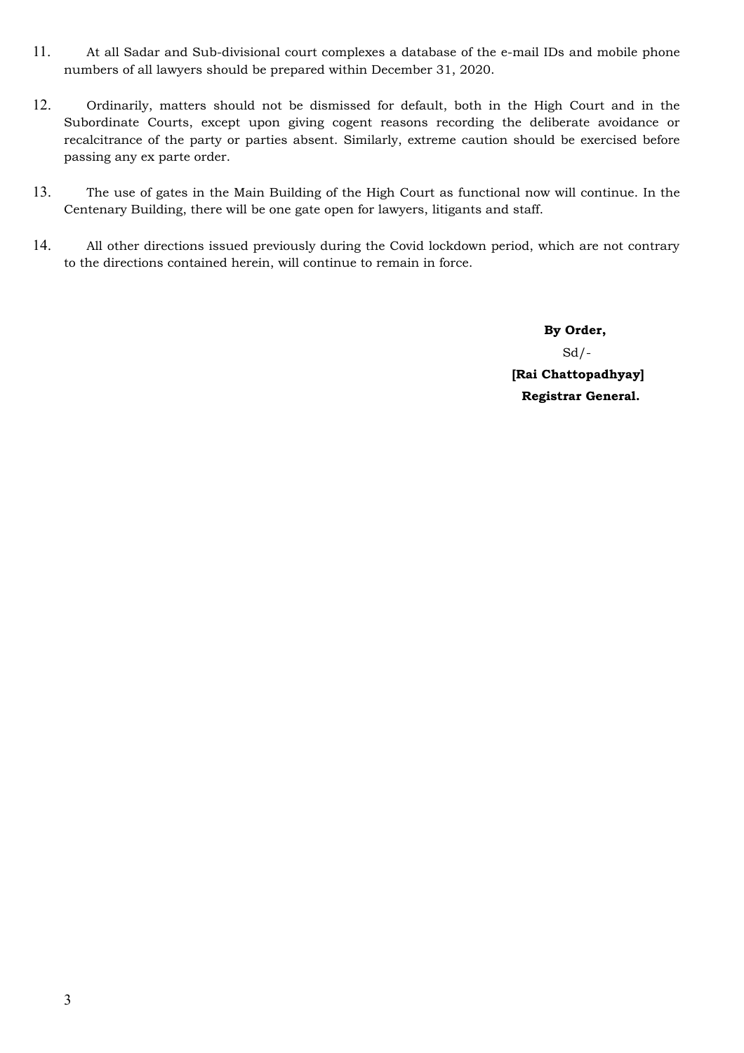11. At all Sadar and Sub-divisional court complexes a database of the e-mail IDs and mobile phone numbers of all lawyers should be prepared within December 31, 2020.

12. Ordinarily, matters should not be dismissed for default, both in the High Court and in the Subordinate Courts, except upon giving cogent reasons recording the deliberate avoidance or recalcitrance of the party or parties absent. Similarly, extreme caution should be exercised before passing any ex parte order.

13. The use of gates in the Main Building of the High Court as functional now will continue. In the Centenary Building, there will be one gate open for lawyers, litigants and staff.

14. All other directions issued previously during the Covid lockdown period, which are not contrary to the directions contained herein, will continue to remain in force.

**By Order,**

Sd/-

**[Rai Chattopadhyay]**

**Registrar General.**